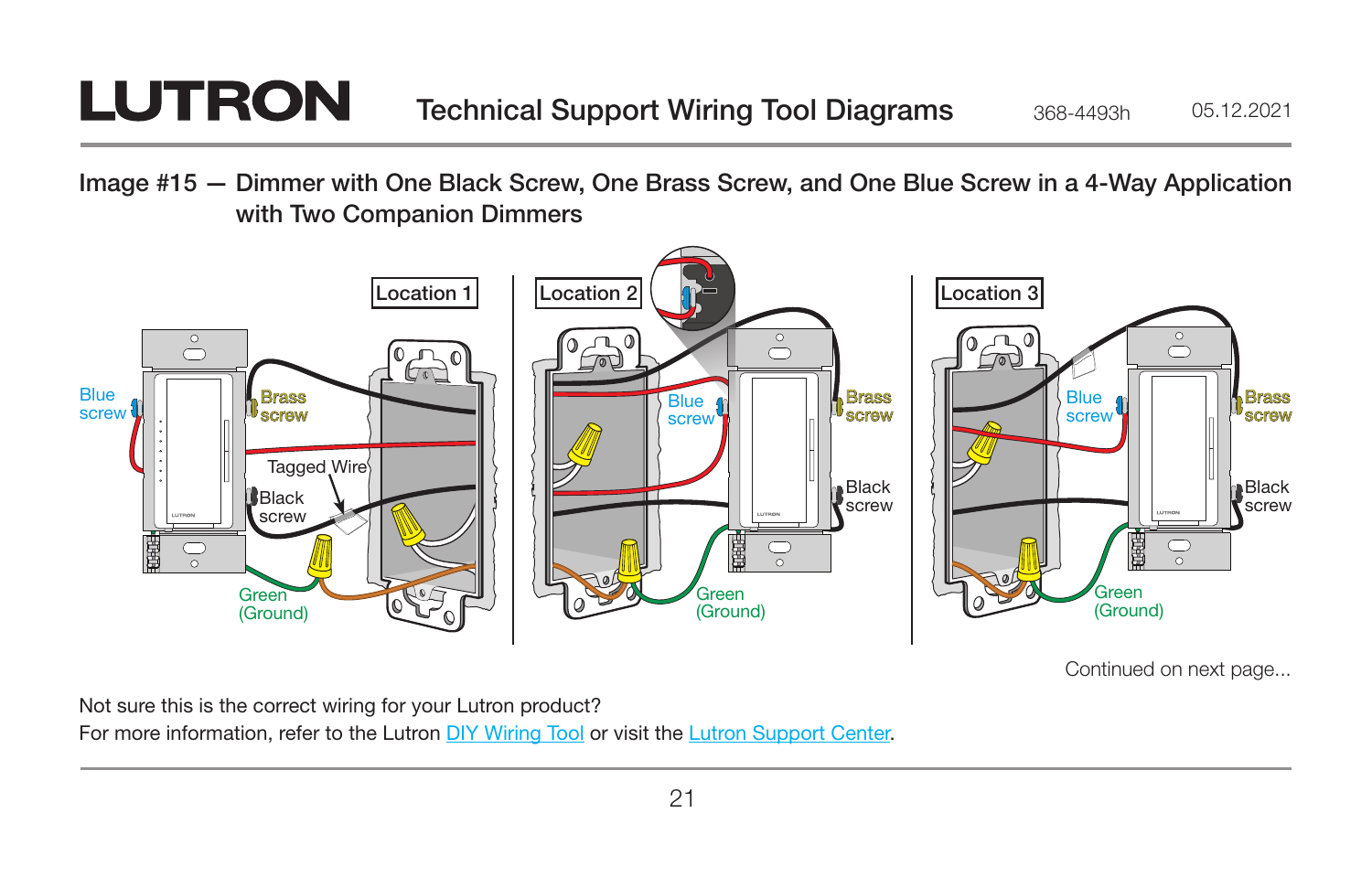# LUTRON

## Technical Support Wiring Tool Diagrams

368-4493h 05.12.2021

### Image #15 — Dimmer with One Black Screw, One Brass Screw, and One Blue Screw in a 4-Way Application with Two Companion Dimmers

Location 1

Blue screw

Brass screw

Tagged Wire

Black screw

Green (Ground)

Location 2

Blue screw

Brass screw

Black screw

Green (Ground)

Location 3

Blue screw

Brass screw

Black screw

Green (Ground)

Continued on next page...

Not sure this is the correct wiring for your Lutron product?
For more information, refer to the Lutron DIY Wiring Tool or visit the Lutron Support Center.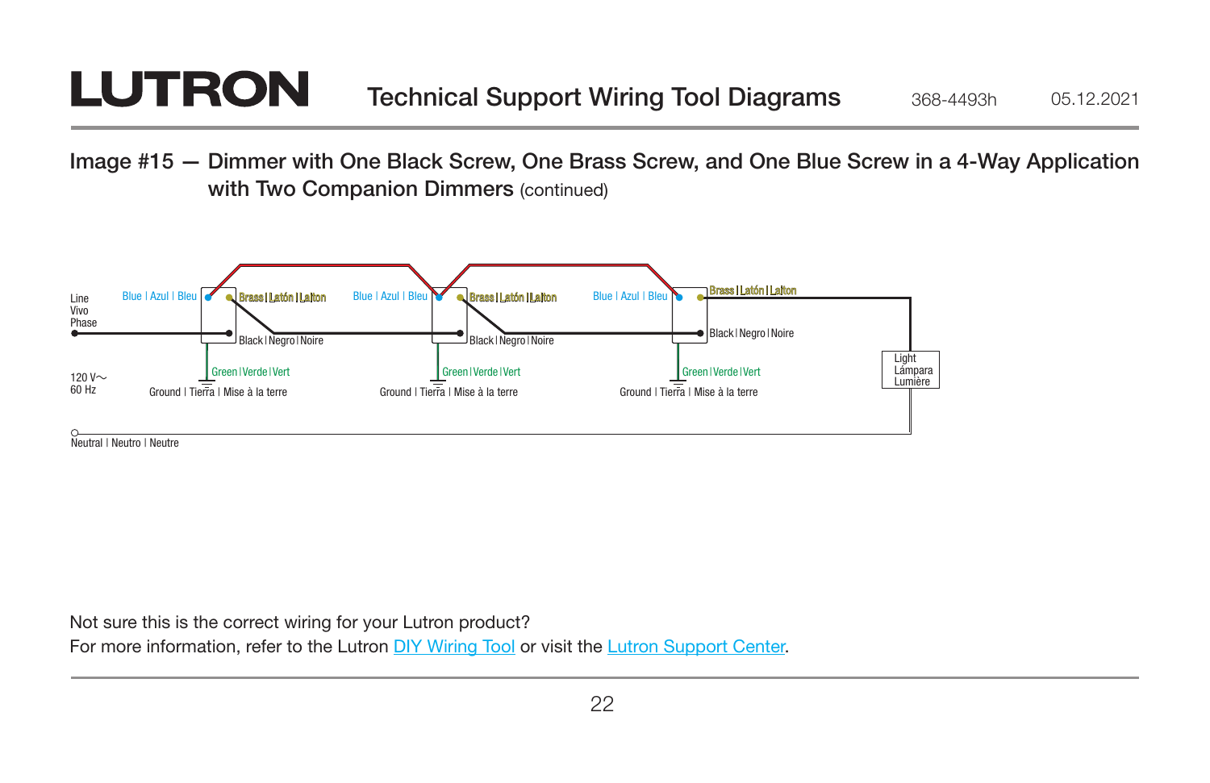# Image #15 — Dimmer with One Black Screw, One Brass Screw, and One Blue Screw in a 4-Way Application with Two Companion Dimmers (continued)

Line
Vivo
Phase

120 V~
60 Hz

Blue | Azul | Bleu

Brass | Latón | Laiton

Black | Negro | Noire

Green | Verde | Vert

Ground | Tierra | Mise à la terre

Blue | Azul | Bleu

Brass | Latón | Laiton

Black | Negro | Noire

Green | Verde | Vert

Ground | Tierra | Mise à la terre

Blue | Azul | Bleu

Brass | Latón | Laiton

Black | Negro | Noire

Green | Verde | Vert

Ground | Tierra | Mise à la terre

Light
Lámpara
Lumière

Neutral | Neutro | Neutre

Not sure this is the correct wiring for your Lutron product?
For more information, refer to the Lutron DIY Wiring Tool or visit the Lutron Support Center.